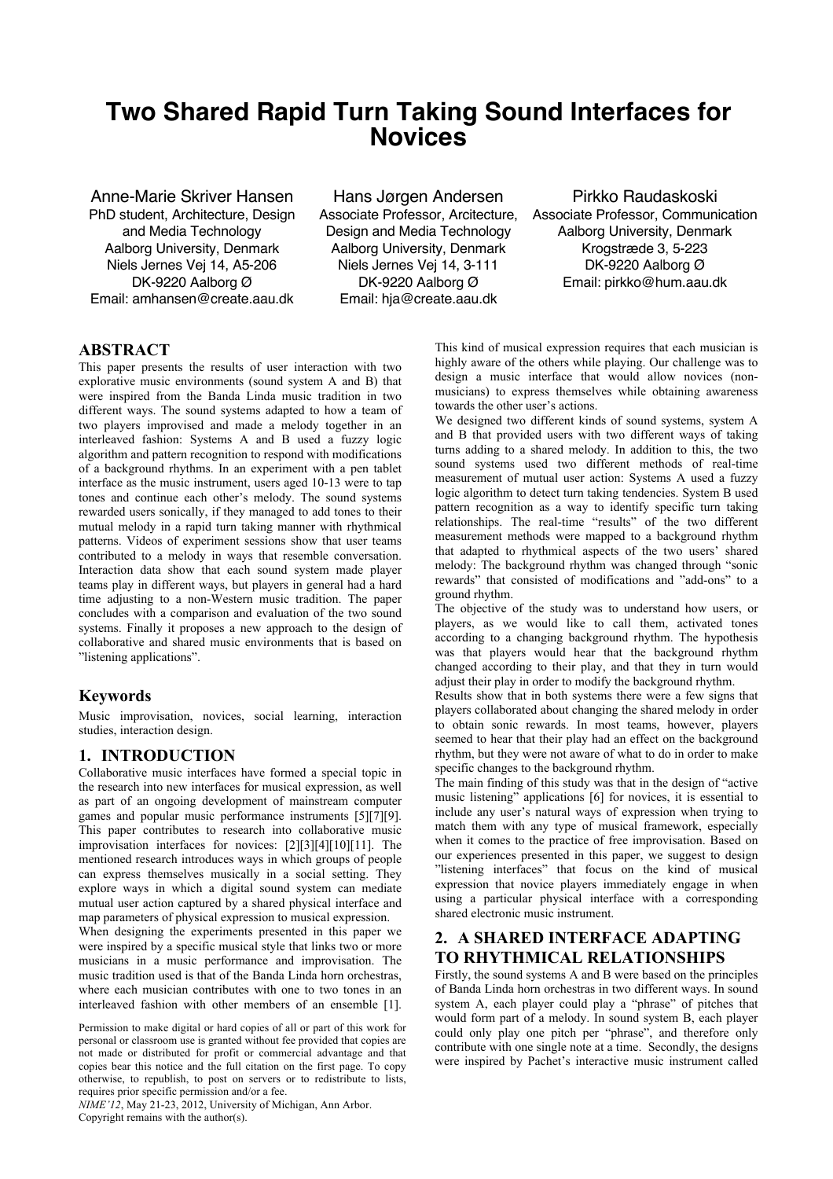# Two Shared Rapid Turn Taking Sound Interfaces for Novices

Anne-Marie Skriver Hansen
PhD student, Architecture, Design and Media Technology
Aalborg University, Denmark
Niels Jernes Vej 14, A5-206
DK-9220 Aalborg Ø
Email: amhansen@create.aau.dk

Hans Jørgen Andersen
Associate Professor, Arcitecture, Design and Media Technology
Aalborg University, Denmark
Niels Jernes Vej 14, 3-111
DK-9220 Aalborg Ø
Email: hja@create.aau.dk

Pirkko Raudaskoski
Associate Professor, Communication
Aalborg University, Denmark
Krogstræde 3, 5-223
DK-9220 Aalborg Ø
Email: pirkko@hum.aau.dk

## ABSTRACT

This paper presents the results of user interaction with two explorative music environments (sound system A and B) that were inspired from the Banda Linda music tradition in two different ways. The sound systems adapted to how a team of two players improvised and made a melody together in an interleaved fashion: Systems A and B used a fuzzy logic algorithm and pattern recognition to respond with modifications of a background rhythms. In an experiment with a pen tablet interface as the music instrument, users aged 10-13 were to tap tones and continue each other's melody. The sound systems rewarded users sonically, if they managed to add tones to their mutual melody in a rapid turn taking manner with rhythmical patterns. Videos of experiment sessions show that user teams contributed to a melody in ways that resemble conversation. Interaction data show that each sound system made player teams play in different ways, but players in general had a hard time adjusting to a non-Western music tradition. The paper concludes with a comparison and evaluation of the two sound systems. Finally it proposes a new approach to the design of collaborative and shared music environments that is based on "listening applications".

## Keywords

Music improvisation, novices, social learning, interaction studies, interaction design.

## 1. INTRODUCTION

Collaborative music interfaces have formed a special topic in the research into new interfaces for musical expression, as well as part of an ongoing development of mainstream computer games and popular music performance instruments [5][7][9]. This paper contributes to research into collaborative music improvisation interfaces for novices: [2][3][4][10][11]. The mentioned research introduces ways in which groups of people can express themselves musically in a social setting. They explore ways in which a digital sound system can mediate mutual user action captured by a shared physical interface and map parameters of physical expression to musical expression.

When designing the experiments presented in this paper we were inspired by a specific musical style that links two or more musicians in a music performance and improvisation. The music tradition used is that of the Banda Linda horn orchestras, where each musician contributes with one to two tones in an interleaved fashion with other members of an ensemble [1]. This kind of musical expression requires that each musician is highly aware of the others while playing. Our challenge was to design a music interface that would allow novices (non-musicians) to express themselves while obtaining awareness towards the other user's actions.

We designed two different kinds of sound systems, system A and B that provided users with two different ways of taking turns adding to a shared melody. In addition to this, the two sound systems used two different methods of real-time measurement of mutual user action: Systems A used a fuzzy logic algorithm to detect turn taking tendencies. System B used pattern recognition as a way to identify specific turn taking relationships. The real-time "results" of the two different measurement methods were mapped to a background rhythm that adapted to rhythmical aspects of the two users' shared melody: The background rhythm was changed through "sonic rewards" that consisted of modifications and "add-ons" to a ground rhythm.

The objective of the study was to understand how users, or players, as we would like to call them, activated tones according to a changing background rhythm. The hypothesis was that players would hear that the background rhythm changed according to their play, and that they in turn would adjust their play in order to modify the background rhythm.

Results show that in both systems there were a few signs that players collaborated about changing the shared melody in order to obtain sonic rewards. In most teams, however, players seemed to hear that their play had an effect on the background rhythm, but they were not aware of what to do in order to make specific changes to the background rhythm.

The main finding of this study was that in the design of "active music listening" applications [6] for novices, it is essential to include any user's natural ways of expression when trying to match them with any type of musical framework, especially when it comes to the practice of free improvisation. Based on our experiences presented in this paper, we suggest to design "listening interfaces" that focus on the kind of musical expression that novice players immediately engage in when using a particular physical interface with a corresponding shared electronic music instrument.

## 2. A SHARED INTERFACE ADAPTING TO RHYTHMICAL RELATIONSHIPS

Firstly, the sound systems A and B were based on the principles of Banda Linda horn orchestras in two different ways. In sound system A, each player could play a "phrase" of pitches that would form part of a melody. In sound system B, each player could only play one pitch per "phrase", and therefore only contribute with one single note at a time. Secondly, the designs were inspired by Pachet's interactive music instrument called

Permission to make digital or hard copies of all or part of this work for personal or classroom use is granted without fee provided that copies are not made or distributed for profit or commercial advantage and that copies bear this notice and the full citation on the first page. To copy otherwise, to republish, to post on servers or to redistribute to lists, requires prior specific permission and/or a fee.
*NIME'12*, May 21-23, 2012, University of Michigan, Ann Arbor.
Copyright remains with the author(s).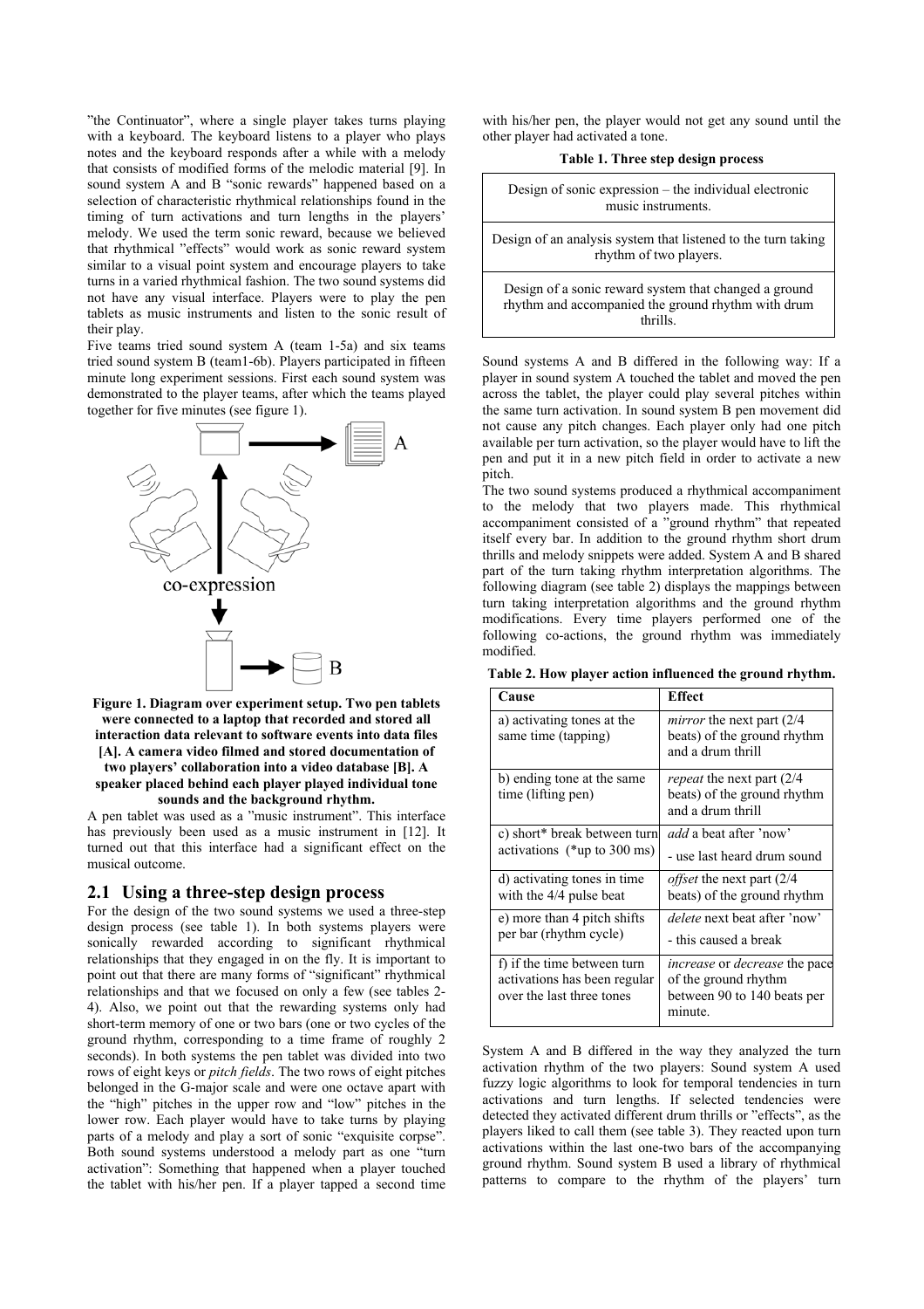"the Continuator", where a single player takes turns playing with a keyboard. The keyboard listens to a player who plays notes and the keyboard responds after a while with a melody that consists of modified forms of the melodic material [9]. In sound system A and B "sonic rewards" happened based on a selection of characteristic rhythmical relationships found in the timing of turn activations and turn lengths in the players' melody. We used the term sonic reward, because we believed that rhythmical "effects" would work as sonic reward system similar to a visual point system and encourage players to take turns in a varied rhythmical fashion. The two sound systems did not have any visual interface. Players were to play the pen tablets as music instruments and listen to the sonic result of their play.

Five teams tried sound system A (team 1-5a) and six teams tried sound system B (team1-6b). Players participated in fifteen minute long experiment sessions. First each sound system was demonstrated to the player teams, after which the teams played together for five minutes (see figure 1).

**Figure 1. Diagram over experiment setup. Two pen tablets were connected to a laptop that recorded and stored all interaction data relevant to software events into data files [A]. A camera video filmed and stored documentation of two players' collaboration into a video database [B]. A speaker placed behind each player played individual tone sounds and the background rhythm.**

A pen tablet was used as a "music instrument". This interface has previously been used as a music instrument in [12]. It turned out that this interface had a significant effect on the musical outcome.

## 2.1 Using a three-step design process

For the design of the two sound systems we used a three-step design process (see table 1). In both systems players were sonically rewarded according to significant rhythmical relationships that they engaged in on the fly. It is important to point out that there are many forms of "significant" rhythmical relationships and that we focused on only a few (see tables 2-4). Also, we point out that the rewarding systems only had short-term memory of one or two bars (one or two cycles of the ground rhythm, corresponding to a time frame of roughly 2 seconds). In both systems the pen tablet was divided into two rows of eight keys or *pitch fields*. The two rows of eight pitches belonged in the G-major scale and were one octave apart with the "high" pitches in the upper row and "low" pitches in the lower row. Each player would have to take turns by playing parts of a melody and play a sort of sonic "exquisite corpse". Both sound systems understood a melody part as one "turn activation": Something that happened when a player touched the tablet with his/her pen. If a player tapped a second time with his/her pen, the player would not get any sound until the other player had activated a tone.

**Table 1. Three step design process**

| |
|---|
| Design of sonic expression – the individual electronic music instruments. |
| Design of an analysis system that listened to the turn taking rhythm of two players. |
| Design of a sonic reward system that changed a ground rhythm and accompanied the ground rhythm with drum thrills. |

Sound systems A and B differed in the following way: If a player in sound system A touched the tablet and moved the pen across the tablet, the player could play several pitches within the same turn activation. In sound system B pen movement did not cause any pitch changes. Each player only had one pitch available per turn activation, so the player would have to lift the pen and put it in a new pitch field in order to activate a new pitch.

The two sound systems produced a rhythmical accompaniment to the melody that two players made. This rhythmical accompaniment consisted of a "ground rhythm" that repeated itself every bar. In addition to the ground rhythm short drum thrills and melody snippets were added. System A and B shared part of the turn taking rhythm interpretation algorithms. The following diagram (see table 2) displays the mappings between turn taking interpretation algorithms and the ground rhythm modifications. Every time players performed one of the following co-actions, the ground rhythm was immediately modified.

**Table 2. How player action influenced the ground rhythm.**

| Cause | Effect |
|---|---|
| a) activating tones at the same time (tapping) | *mirror* the next part (2/4 beats) of the ground rhythm and a drum thrill |
| b) ending tone at the same time (lifting pen) | *repeat* the next part (2/4 beats) of the ground rhythm and a drum thrill |
| c) short* break between turn activations (*up to 300 ms) | *add* a beat after 'now'<br>- use last heard drum sound |
| d) activating tones in time with the 4/4 pulse beat | *offset* the next part (2/4 beats) of the ground rhythm |
| e) more than 4 pitch shifts per bar (rhythm cycle) | *delete* next beat after 'now'<br>- this caused a break |
| f) if the time between turn activations has been regular over the last three tones | *increase* or *decrease* the pace of the ground rhythm between 90 to 140 beats per minute. |

System A and B differed in the way they analyzed the turn activation rhythm of the two players: Sound system A used fuzzy logic algorithms to look for temporal tendencies in turn activations and turn lengths. If selected tendencies were detected they activated different drum thrills or "effects", as the players liked to call them (see table 3). They reacted upon turn activations within the last one-two bars of the accompanying ground rhythm. Sound system B used a library of rhythmical patterns to compare to the rhythm of the players' turn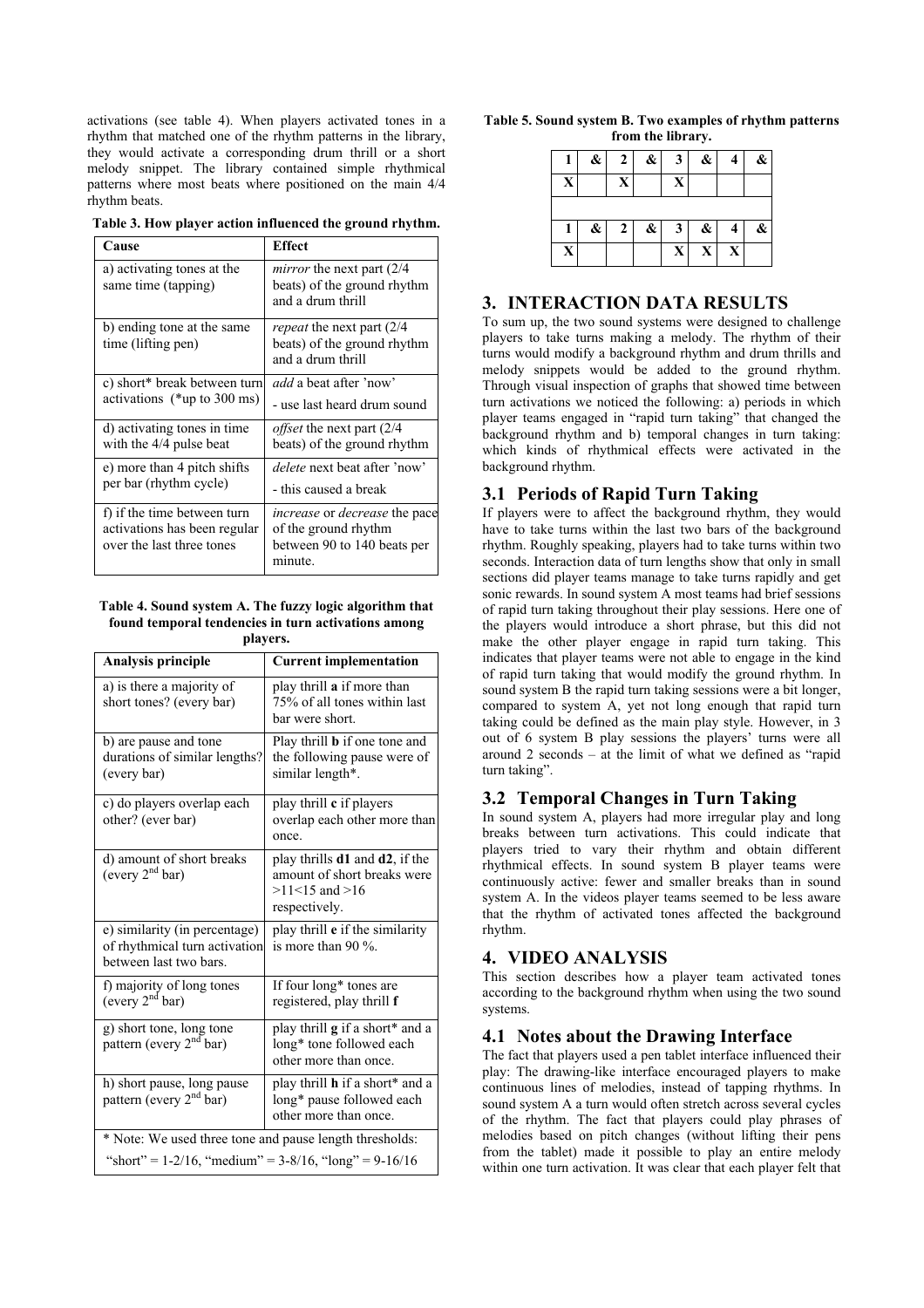activations (see table 4). When players activated tones in a rhythm that matched one of the rhythm patterns in the library, they would activate a corresponding drum thrill or a short melody snippet. The library contained simple rhythmical patterns where most beats where positioned on the main 4/4 rhythm beats.

**Table 3. How player action influenced the ground rhythm.**

| Cause | Effect |
| --- | --- |
| a) activating tones at the same time (tapping) | *mirror* the next part (2/4 beats) of the ground rhythm and a drum thrill |
| b) ending tone at the same time (lifting pen) | *repeat* the next part (2/4 beats) of the ground rhythm and a drum thrill |
| c) short* break between turn activations (*up to 300 ms) | *add* a beat after 'now'<br>- use last heard drum sound |
| d) activating tones in time with the 4/4 pulse beat | *offset* the next part (2/4 beats) of the ground rhythm |
| e) more than 4 pitch shifts per bar (rhythm cycle) | *delete* next beat after 'now'<br>- this caused a break |
| f) if the time between turn activations has been regular over the last three tones | *increase* or *decrease* the pace of the ground rhythm between 90 to 140 beats per minute. |

**Table 4. Sound system A. The fuzzy logic algorithm that found temporal tendencies in turn activations among players.**

| Analysis principle | Current implementation |
| --- | --- |
| a) is there a majority of short tones? (every bar) | play thrill **a** if more than 75% of all tones within last bar were short. |
| b) are pause and tone durations of similar lengths? (every bar) | Play thrill **b** if one tone and the following pause were of similar length*. |
| c) do players overlap each other? (ever bar) | play thrill **c** if players overlap each other more than once. |
| d) amount of short breaks (every 2nd bar) | play thrills **d1** and **d2**, if the amount of short breaks were >11<15 and >16 respectively. |
| e) similarity (in percentage) of rhythmical turn activation between last two bars. | play thrill **e** if the similarity is more than 90 %. |
| f) majority of long tones (every 2nd bar) | If four long* tones are registered, play thrill **f** |
| g) short tone, long tone pattern (every 2nd bar) | play thrill **g** if a short* and a long* tone followed each other more than once. |
| h) short pause, long pause pattern (every 2nd bar) | play thrill **h** if a short* and a long* pause followed each other more than once. |
| * Note: We used three tone and pause length thresholds: "short" = 1-2/16, "medium" = 3-8/16, "long" = 9-16/16 | |

**Table 5. Sound system B. Two examples of rhythm patterns from the library.**

| 1 | & | 2 | & | 3 | & | 4 | & |
| --- | --- | --- | --- | --- | --- | --- | --- |
| X | | X | | X | | | |
| | | | | | | | |
| 1 | & | 2 | & | 3 | & | 4 | & |
| X | | | | X | X | X | |

## 3. INTERACTION DATA RESULTS

To sum up, the two sound systems were designed to challenge players to take turns making a melody. The rhythm of their turns would modify a background rhythm and drum thrills and melody snippets would be added to the ground rhythm. Through visual inspection of graphs that showed time between turn activations we noticed the following: a) periods in which player teams engaged in "rapid turn taking" that changed the background rhythm and b) temporal changes in turn taking: which kinds of rhythmical effects were activated in the background rhythm.

### 3.1 Periods of Rapid Turn Taking

If players were to affect the background rhythm, they would have to take turns within the last two bars of the background rhythm. Roughly speaking, players had to take turns within two seconds. Interaction data of turn lengths show that only in small sections did player teams manage to take turns rapidly and get sonic rewards. In sound system A most teams had brief sessions of rapid turn taking throughout their play sessions. Here one of the players would introduce a short phrase, but this did not make the other player engage in rapid turn taking. This indicates that player teams were not able to engage in the kind of rapid turn taking that would modify the ground rhythm. In sound system B the rapid turn taking sessions were a bit longer, compared to system A, yet not long enough that rapid turn taking could be defined as the main play style. However, in 3 out of 6 system B play sessions the players' turns were all around 2 seconds – at the limit of what we defined as "rapid turn taking".

### 3.2 Temporal Changes in Turn Taking

In sound system A, players had more irregular play and long breaks between turn activations. This could indicate that players tried to vary their rhythm and obtain different rhythmical effects. In sound system B player teams were continuously active: fewer and smaller breaks than in sound system A. In the videos player teams seemed to be less aware that the rhythm of activated tones affected the background rhythm.

## 4. VIDEO ANALYSIS

This section describes how a player team activated tones according to the background rhythm when using the two sound systems.

### 4.1 Notes about the Drawing Interface

The fact that players used a pen tablet interface influenced their play: The drawing-like interface encouraged players to make continuous lines of melodies, instead of tapping rhythms. In sound system A a turn would often stretch across several cycles of the rhythm. The fact that players could play phrases of melodies based on pitch changes (without lifting their pens from the tablet) made it possible to play an entire melody within one turn activation. It was clear that each player felt that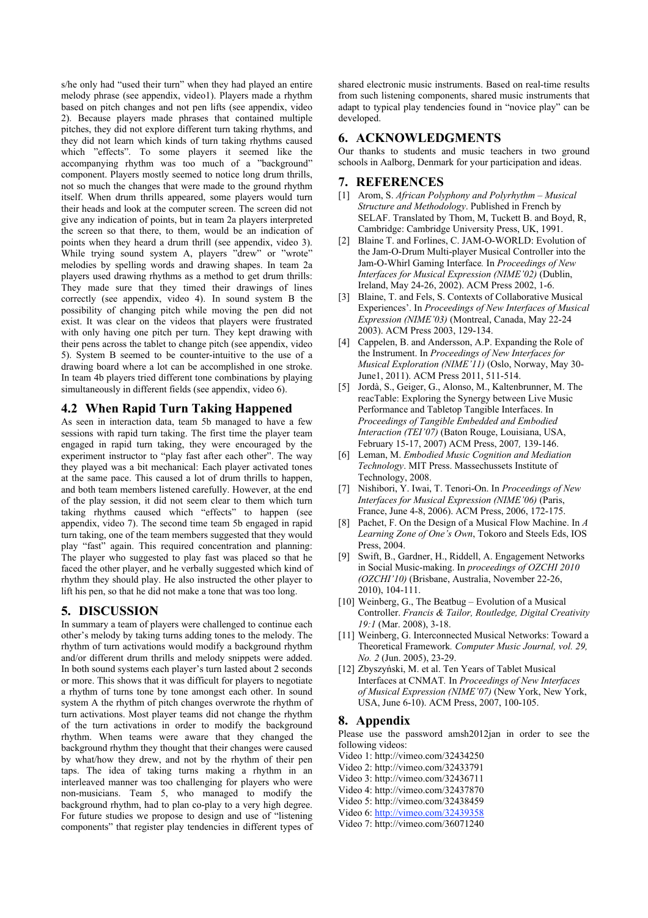s/he only had "used their turn" when they had played an entire melody phrase (see appendix, video1). Players made a rhythm based on pitch changes and not pen lifts (see appendix, video 2). Because players made phrases that contained multiple pitches, they did not explore different turn taking rhythms, and they did not learn which kinds of turn taking rhythms caused which "effects". To some players it seemed like the accompanying rhythm was too much of a "background" component. Players mostly seemed to notice long drum thrills, not so much the changes that were made to the ground rhythm itself. When drum thrills appeared, some players would turn their heads and look at the computer screen. The screen did not give any indication of points, but in team 2a players interpreted the screen so that there, to them, would be an indication of points when they heard a drum thrill (see appendix, video 3). While trying sound system A, players "drew" or "wrote" melodies by spelling words and drawing shapes. In team 2a players used drawing rhythms as a method to get drum thrills: They made sure that they timed their drawings of lines correctly (see appendix, video 4). In sound system B the possibility of changing pitch while moving the pen did not exist. It was clear on the videos that players were frustrated with only having one pitch per turn. They kept drawing with their pens across the tablet to change pitch (see appendix, video 5). System B seemed to be counter-intuitive to the use of a drawing board where a lot can be accomplished in one stroke. In team 4b players tried different tone combinations by playing simultaneously in different fields (see appendix, video 6).

## 4.2 When Rapid Turn Taking Happened

As seen in interaction data, team 5b managed to have a few sessions with rapid turn taking. The first time the player team engaged in rapid turn taking, they were encouraged by the experiment instructor to "play fast after each other". The way they played was a bit mechanical: Each player activated tones at the same pace. This caused a lot of drum thrills to happen, and both team members listened carefully. However, at the end of the play session, it did not seem clear to them which turn taking rhythms caused which "effects" to happen (see appendix, video 7). The second time team 5b engaged in rapid turn taking, one of the team members suggested that they would play "fast" again. This required concentration and planning: The player who suggested to play fast was placed so that he faced the other player, and he verbally suggested which kind of rhythm they should play. He also instructed the other player to lift his pen, so that he did not make a tone that was too long.

# 5. DISCUSSION

In summary a team of players were challenged to continue each other's melody by taking turns adding tones to the melody. The rhythm of turn activations would modify a background rhythm and/or different drum thrills and melody snippets were added. In both sound systems each player's turn lasted about 2 seconds or more. This shows that it was difficult for players to negotiate a rhythm of turns tone by tone amongst each other. In sound system A the rhythm of pitch changes overwrote the rhythm of turn activations. Most player teams did not change the rhythm of the turn activations in order to modify the background rhythm. When teams were aware that they changed the background rhythm they thought that their changes were caused by what/how they drew, and not by the rhythm of their pen taps. The idea of taking turns making a rhythm in an interleaved manner was too challenging for players who were non-musicians. Team 5, who managed to modify the background rhythm, had to plan co-play to a very high degree. For future studies we propose to design and use of "listening components" that register play tendencies in different types of shared electronic music instruments. Based on real-time results from such listening components, shared music instruments that adapt to typical play tendencies found in "novice play" can be developed.

# 6. ACKNOWLEDGMENTS

Our thanks to students and music teachers in two ground schools in Aalborg, Denmark for your participation and ideas.

# 7. REFERENCES

[1] Arom, S. *African Polyphony and Polyrhythm – Musical Structure and Methodology*. Published in French by SELAF. Translated by Thom, M, Tuckett B. and Boyd, R, Cambridge: Cambridge University Press, UK, 1991.

[2] Blaine T. and Forlines, C. JAM-O-WORLD: Evolution of the Jam-O-Drum Multi-player Musical Controller into the Jam-O-Whirl Gaming Interface*.* In *Proceedings of New Interfaces for Musical Expression (NIME'02)* (Dublin, Ireland, May 24-26, 2002). ACM Press 2002, 1-6.

[3] Blaine, T. and Fels, S. Contexts of Collaborative Musical Experiences'. In *Proceedings of New Interfaces of Musical Expression (NIME'03)* (Montreal, Canada, May 22-24 2003). ACM Press 2003, 129-134.

[4] Cappelen, B. and Andersson, A.P. Expanding the Role of the Instrument. In *Proceedings of New Interfaces for Musical Exploration (NIME'11)* (Oslo, Norway, May 30-June1, 2011). ACM Press 2011, 511-514.

[5] Jordà, S., Geiger, G., Alonso, M., Kaltenbrunner, M. The reacTable: Exploring the Synergy between Live Music Performance and Tabletop Tangible Interfaces. In *Proceedings of Tangible Embedded and Embodied Interaction (TEI'07)* (Baton Rouge, Louisiana, USA, February 15-17, 2007) ACM Press, 2007*,* 139-146.

[6] Leman, M. *Embodied Music Cognition and Mediation Technology*. MIT Press. Massechussets Institute of Technology, 2008.

[7] Nishibori, Y. Iwai, T. Tenori-On. In *Proceedings of New Interfaces for Musical Expression (NIME'06)* (Paris, France, June 4-8, 2006). ACM Press, 2006, 172-175.

[8] Pachet, F. On the Design of a Musical Flow Machine. In *A Learning Zone of One's Own*, Tokoro and Steels Eds, IOS Press, 2004.

[9] Swift, B., Gardner, H., Riddell, A. Engagement Networks in Social Music-making. In *proceedings of OZCHI 2010 (OZCHI'10)* (Brisbane, Australia, November 22-26, 2010), 104-111.

[10] Weinberg, G., The Beatbug – Evolution of a Musical Controller. *Francis & Tailor, Routledge, Digital Creativity 19:1* (Mar. 2008), 3-18.

[11] Weinberg, G. Interconnected Musical Networks: Toward a Theoretical Framework*. Computer Music Journal, vol. 29, No. 2* (Jun. 2005), 23-29.

[12] Zbyszyński, M. et al. Ten Years of Tablet Musical Interfaces at CNMAT*.* In *Proceedings of New Interfaces of Musical Expression (NIME'07)* (New York, New York, USA, June 6-10). ACM Press, 2007, 100-105.

# 8. Appendix

Please use the password amsh2012jan in order to see the following videos:

Video 1: http://vimeo.com/32434250
Video 2: http://vimeo.com/32433791
Video 3: http://vimeo.com/32436711
Video 4: http://vimeo.com/32437870
Video 5: http://vimeo.com/32438459
Video 6: http://vimeo.com/32439358
Video 7: http://vimeo.com/36071240